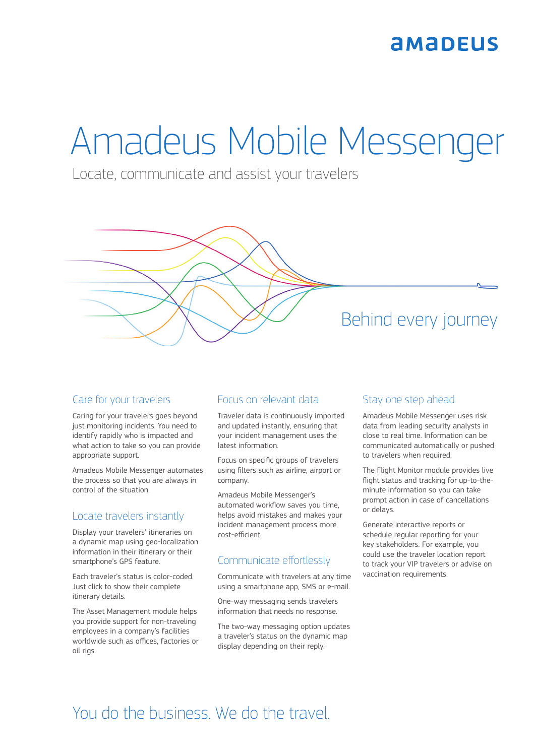amadeus

# Amadeus Mobile Messenger

Locate, communicate and assist your travelers

Behind every journey

## Care for your travelers

Caring for your travelers goes beyond just monitoring incidents. You need to identify rapidly who is impacted and what action to take so you can provide appropriate support.

Amadeus Mobile Messenger automates the process so that you are always in control of the situation.

## Locate travelers instantly

Display your travelers' itineraries on a dynamic map using geo-localization information in their itinerary or their smartphone's GPS feature.

Each traveler's status is color-coded. Just click to show their complete itinerary details.

The Asset Management module helps you provide support for non-traveling employees in a company's facilities worldwide such as offices, factories or oil rigs.

## Focus on relevant data

Traveler data is continuously imported and updated instantly, ensuring that your incident management uses the latest information.

Focus on specific groups of travelers using filters such as airline, airport or company.

Amadeus Mobile Messenger's automated workflow saves you time, helps avoid mistakes and makes your incident management process more cost-efficient.

## Communicate effortlessly

Communicate with travelers at any time using a smartphone app, SMS or e-mail.

One-way messaging sends travelers information that needs no response.

The two-way messaging option updates a traveler's status on the dynamic map display depending on their reply.

## Stay one step ahead

Amadeus Mobile Messenger uses risk data from leading security analysts in close to real time. Information can be communicated automatically or pushed to travelers when required.

The Flight Monitor module provides live flight status and tracking for up-to-the-minute information so you can take prompt action in case of cancellations or delays.

Generate interactive reports or schedule regular reporting for your key stakeholders. For example, you could use the traveler location report to track your VIP travelers or advise on vaccination requirements.

You do the business. We do the travel.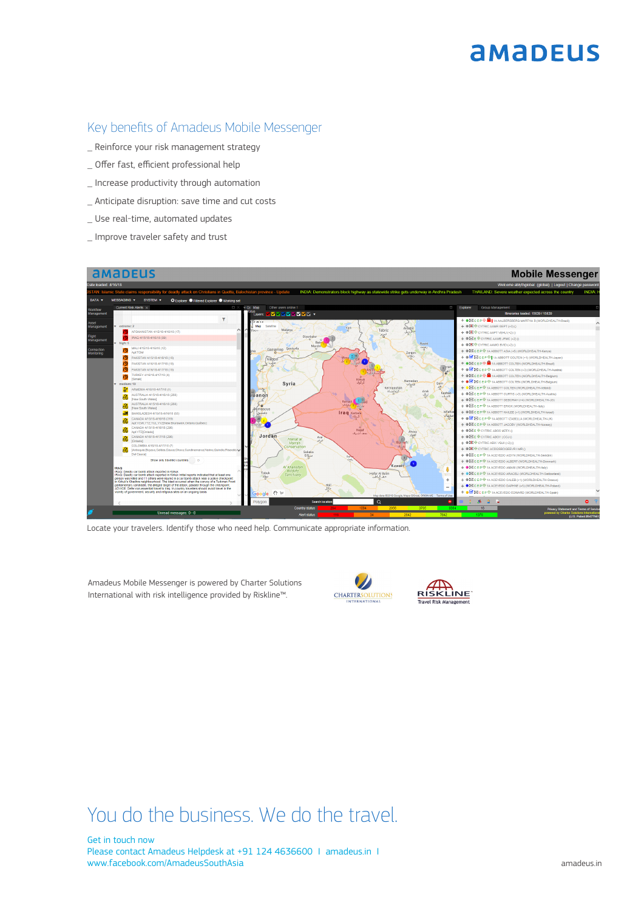## Key benefits of Amadeus Mobile Messenger

_ Reinforce your risk management strategy

_ Offer fast, efficient professional help

_ Increase productivity through automation

_ Anticipate disruption: save time and cut costs

_ Use real-time, automated updates

_ Improve traveler safety and trust

Locate your travelers. Identify those who need help. Communicate appropriate information.

Amadeus Mobile Messenger is powered by Charter Solutions International with risk intelligence provided by Riskline™.

# You do the business. We do the travel.

Get in touch now

Please contact Amadeus Helpdesk at +91 124 4636600 | amadeus.in |
www.facebook.com/AmadeusSouthAsia

amadeus.in